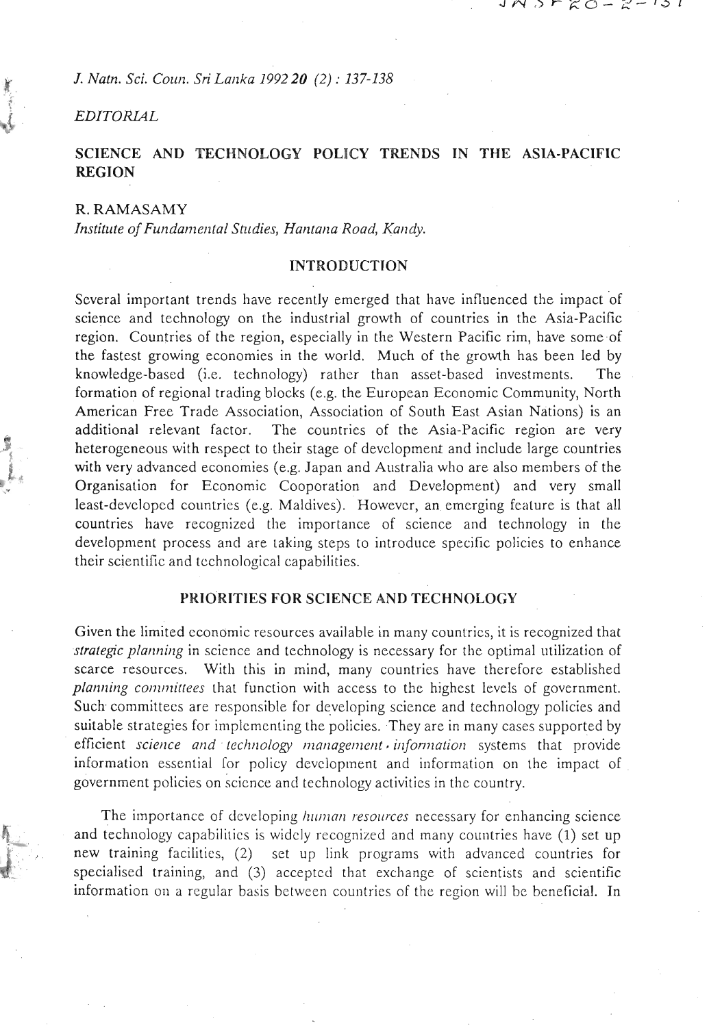*EDITORIAL*

# SCIENCE AND TECHNOLOGY POLICY TRENDS IN THE ASIA-PACIFIC REGION

R. RAMASAMY
*Institute of Fundamental Studies, Hantana Road, Kandy.*

## INTRODUCTION

Several important trends have recently emerged that have influenced the impact of science and technology on the industrial growth of countries in the Asia-Pacific region. Countries of the region, especially in the Western Pacific rim, have some of the fastest growing economies in the world. Much of the growth has been led by knowledge-based (i.e. technology) rather than asset-based investments. The formation of regional trading blocks (e.g. the European Economic Community, North American Free Trade Association, Association of South East Asian Nations) is an additional relevant factor. The countries of the Asia-Pacific region are very heterogeneous with respect to their stage of development and include large countries with very advanced economies (e.g. Japan and Australia who are also members of the Organisation for Economic Cooperation and Development) and very small least-developed countries (e.g. Maldives). However, an emerging feature is that all countries have recognized the importance of science and technology in the development process and are taking steps to introduce specific policies to enhance their scientific and technological capabilities.

## PRIORITIES FOR SCIENCE AND TECHNOLOGY

Given the limited economic resources available in many countries, it is recognized that *strategic planning* in science and technology is necessary for the optimal utilization of scarce resources. With this in mind, many countries have therefore established *planning committees* that function with access to the highest levels of government. Such committees are responsible for developing science and technology policies and suitable strategies for implementing the policies. They are in many cases supported by efficient *science and technology management information* systems that provide information essential for policy development and information on the impact of government policies on science and technology activities in the country.

The importance of developing *human resources* necessary for enhancing science and technology capabilities is widely recognized and many countries have (1) set up new training facilities, (2) set up link programs with advanced countries for specialised training, and (3) accepted that exchange of scientists and scientific information on a regular basis between countries of the region will be beneficial. In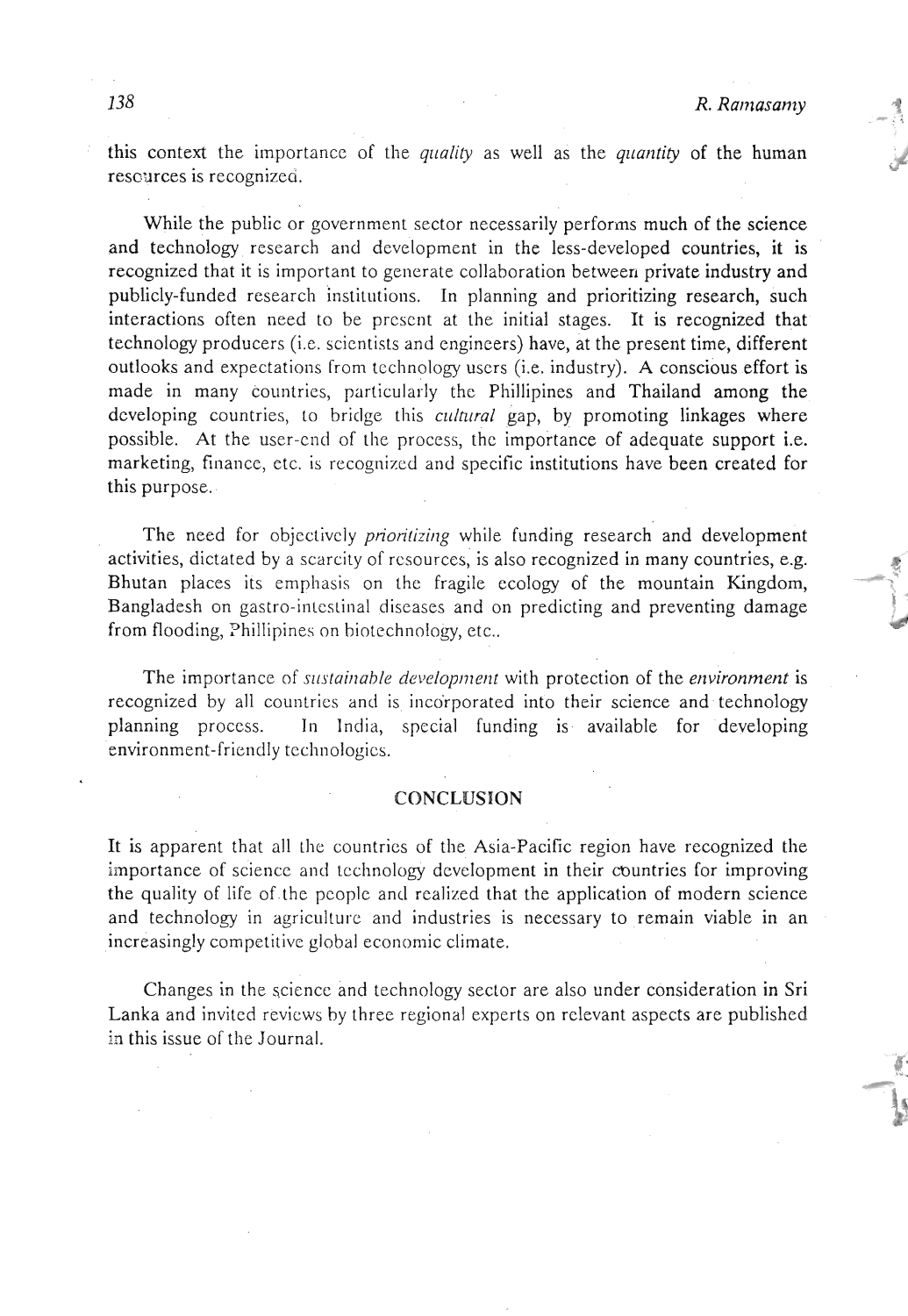this context the importance of the *quality* as well as the *quantity* of the human resources is recognized.

While the public or government sector necessarily performs much of the science and technology research and development in the less-developed countries, it is recognized that it is important to generate collaboration between private industry and publicly-funded research institutions. In planning and prioritizing research, such interactions often need to be present at the initial stages. It is recognized that technology producers (i.e. scientists and engineers) have, at the present time, different outlooks and expectations from technology users (i.e. industry). A conscious effort is made in many countries, particularly the Phillipines and Thailand among the developing countries, to bridge this *cultural* gap, by promoting linkages where possible. At the user-end of the process, the importance of adequate support i.e. marketing, finance, etc. is recognized and specific institutions have been created for this purpose.

The need for objectively *prioritizing* while funding research and development activities, dictated by a scarcity of resources, is also recognized in many countries, e.g. Bhutan places its emphasis on the fragile ecology of the mountain Kingdom, Bangladesh on gastro-intestinal diseases and on predicting and preventing damage from flooding, Phillipines on biotechnology, etc..

The importance of *sustainable development* with protection of the *environment* is recognized by all countries and is incorporated into their science and technology planning process. In India, special funding is available for developing environment-friendly technologies.

## CONCLUSION

It is apparent that all the countries of the Asia-Pacific region have recognized the importance of science and technology development in their countries for improving the quality of life of the people and realized that the application of modern science and technology in agriculture and industries is necessary to remain viable in an increasingly competitive global economic climate.

Changes in the science and technology sector are also under consideration in Sri Lanka and invited reviews by three regional experts on relevant aspects are published in this issue of the Journal.